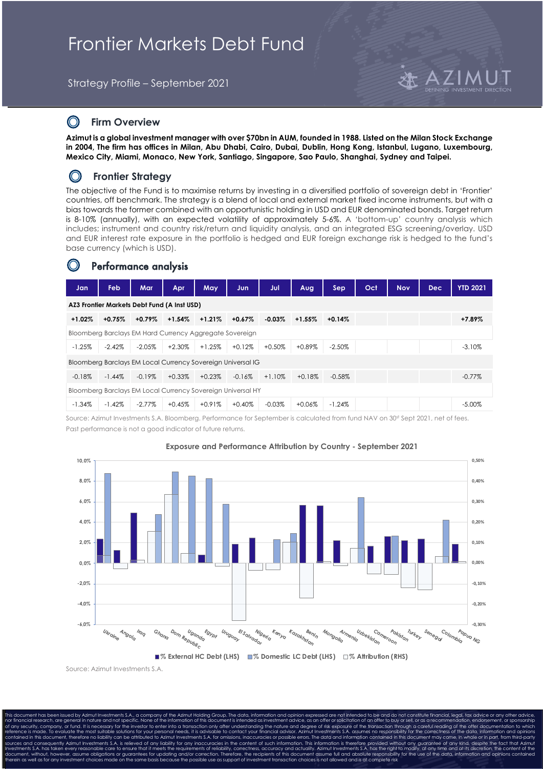# Frontier Markets Debt Fund

Strategy Profile – September 2021

AZIMUT DEFINING INVESTMENT DIRECTION

## Firm Overview

**Azimut is a global investment manager with over $70bn in AUM, founded in 1988. Listed on the Milan Stock Exchange in 2004, The firm has offices in Milan, Abu Dhabi, Cairo, Dubai, Dublin, Hong Kong, Istanbul, Lugano, Luxembourg, Mexico City, Miami, Monaco, New York, Santiago, Singapore, Sao Paulo, Shanghai, Sydney and Taipei.**

## Frontier Strategy

The objective of the Fund is to maximise returns by investing in a diversified portfolio of sovereign debt in 'Frontier' countries, off benchmark. The strategy is a blend of local and external market fixed income instruments, but with a bias towards the former combined with an opportunistic holding in USD and EUR denominated bonds. Target return is 8-10% (annually), with an expected volatility of approximately 5-6%. A 'bottom-up' country analysis which includes; instrument and country risk/return and liquidity analysis, and an integrated ESG screening/overlay. USD and EUR interest rate exposure in the portfolio is hedged and EUR foreign exchange risk is hedged to the fund's base currency (which is USD).

## Performance analysis

| Jan | Feb | Mar | Apr | May | Jun | Jul | Aug | Sep | Oct | Nov | Dec | YTD 2021 |
|---|---|---|---|---|---|---|---|---|---|---|---|---|
| **AZ3 Frontier Markets Debt Fund (A Inst USD)** | | | | | | | | | | | | |
| **+1.02%** | **+0.75%** | **+0.79%** | **+1.54%** | **+1.21%** | **+0.67%** | **-0.03%** | **+1.55%** | **+0.14%** | | | | **+7.89%** |
| Bloomberg Barclays EM Hard Currency Aggregate Sovereign | | | | | | | | | | | | |
| -1.25% | -2.42% | -2.05% | +2.30% | +1.25% | +0.12% | +0.50% | +0.89% | -2.50% | | | | -3.10% |
| Bloomberg Barclays EM Local Currency Sovereign Universal IG | | | | | | | | | | | | |
| -0.18% | -1.44% | -0.19% | +0.33% | +0.23% | -0.16% | +1.10% | +0.18% | -0.58% | | | | -0.77% |
| Bloomberg Barclays EM Local Currency Sovereign Universal HY | | | | | | | | | | | | |
| -1.34% | -1.42% | -2.77% | +0.45% | +0.91% | +0.40% | -0.03% | +0.06% | -1.24% | | | | -5.00% |

Source: Azimut Investments S.A. Bloomberg. Performance for September is calculated from fund NAV on 30st Sept 2021, net of fees. Past performance is not a good indicator of future returns.

**Exposure and Performance Attribution by Country - September 2021**

Countries: Ukraine, Angola, Iraq, Ghana, Dom Republic, Uganda, Egypt, Uruguay, El Salvador, Nigeria, Kenya, Kazakhstan, Benin, Mongolia, Armenia, Uzbekistan, Cameroon, Pakistan, Turkey, Senegal, Colombia, Papua NG

Legend: % External HC Debt (LHS) | % Domestic LC Debt (LHS) | % Attribution (RHS)

Source: Azimut Investments S.A.

This document has been issued by Azimut Investments S.A., a company of the Azimut Holding Group. The data, information and opinion expressed are not intended to be and do not constitute financial, legal, tax advice or any other advice, nor financial research, are general in nature and not specific. None of the information of this document is intended as investment advice, as an offer or solicitation of an offer to buy or sell, or as a recommendation, endorsement, or sponsorship of any security, company, or fund. It is necessary for the investor to enter into a transaction only after understanding the nature and degree of risk exposure of the transaction through a careful reading of the offer documentation to which reference is made. To evaluate the most suitable solutions for your personal needs, it is advisable to contact your financial advisor. Azimut Investments S.A. assumes no responsibility for the correctness of the data, information and opinions contained in this document, therefore no liability can be attributed to Azimut Investments S.A. for omissions, inaccuracies or possible errors. The data and information contained in this document may come, in whole or in part, from third-party sources and consequently Azimut Investments S.A. is relieved of any liability for any inaccuracies in the content of such information. This information is therefore provided without any guarantee of any kind, despite the fact that Azimut Investments S.A. has taken every reasonable care to ensure that it meets the requirements of reliability, correctness, accuracy and actuality. Azimut Investments S.A. has the right to modify, at any time and at its discretion, the content of the document, without, however, assume obligations or guarantees for updating and/or correction. Therefore, the recipients of this document assume full and absolute responsibility for the use of the data, information and opinions contained therein as well as for any investment choices made on the same basis because the possible use as support of investment transaction choices is not allowed and is at complete risk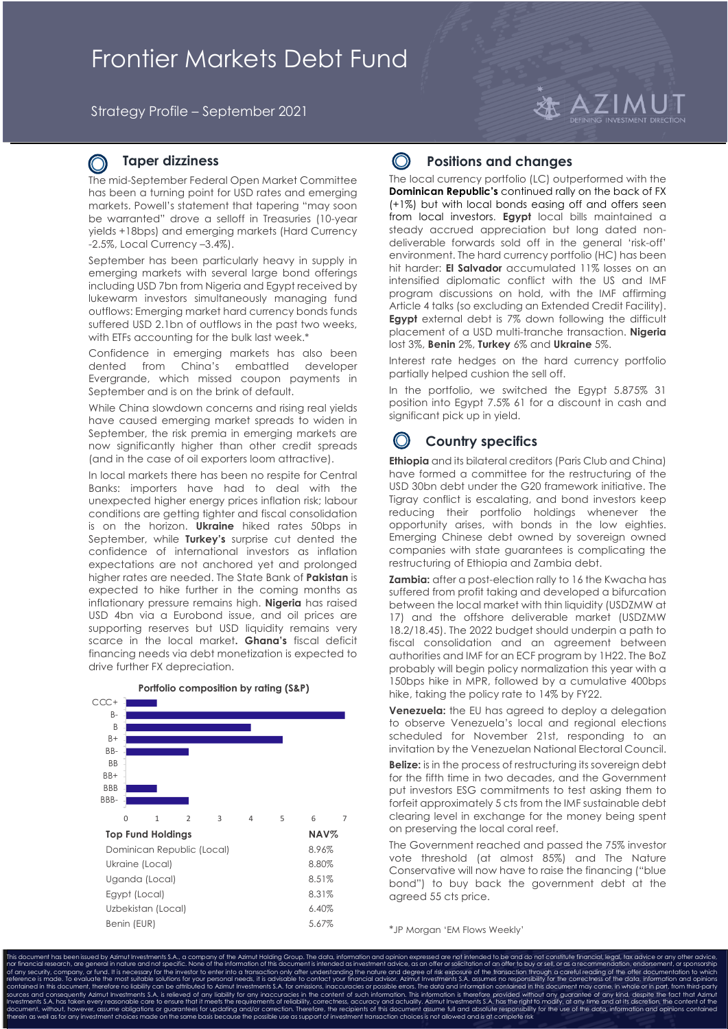# Frontier Markets Debt Fund

Strategy Profile – September 2021

AZIMUT DEFINING INVESTMENT DIRECTION

## Taper dizziness

The mid-September Federal Open Market Committee has been a turning point for USD rates and emerging markets. Powell's statement that tapering "may soon be warranted" drove a selloff in Treasuries (10-year yields +18bps) and emerging markets (Hard Currency -2.5%, Local Currency –3.4%).

September has been particularly heavy in supply in emerging markets with several large bond offerings including USD 7bn from Nigeria and Egypt received by lukewarm investors simultaneously managing fund outflows: Emerging market hard currency bonds funds suffered USD 2.1bn of outflows in the past two weeks, with ETFs accounting for the bulk last week.*

Confidence in emerging markets has also been dented from China's embattled developer Evergrande, which missed coupon payments in September and is on the brink of default.

While China slowdown concerns and rising real yields have caused emerging market spreads to widen in September, the risk premia in emerging markets are now significantly higher than other credit spreads (and in the case of oil exporters loom attractive).

In local markets there has been no respite for Central Banks: importers have had to deal with the unexpected higher energy prices inflation risk; labour conditions are getting tighter and fiscal consolidation is on the horizon. **Ukraine** hiked rates 50bps in September, while **Turkey's** surprise cut dented the confidence of international investors as inflation expectations are not anchored yet and prolonged higher rates are needed. The State Bank of **Pakistan** is expected to hike further in the coming months as inflationary pressure remains high. **Nigeria** has raised USD 4bn via a Eurobond issue, and oil prices are supporting reserves but USD liquidity remains very scarce in the local market**. Ghana's** fiscal deficit financing needs via debt monetization is expected to drive further FX depreciation.

**Portfolio composition by rating (S&P)**

CCC+
B-
B
B+
BB-
BB
BB+
BBB
BBB-

0 1 2 3 4 5 6 7

| Top Fund Holdings | NAV% |
|---|---|
| Dominican Republic (Local) | 8.96% |
| Ukraine (Local) | 8.80% |
| Uganda (Local) | 8.51% |
| Egypt (Local) | 8.31% |
| Uzbekistan (Local) | 6.40% |
| Benin (EUR) | 5.67% |

## Positions and changes

The local currency portfolio (LC) outperformed with the **Dominican Republic's** continued rally on the back of FX (+1%) but with local bonds easing off and offers seen from local investors. **Egypt** local bills maintained a steady accrued appreciation but long dated non-deliverable forwards sold off in the general 'risk-off' environment. The hard currency portfolio (HC) has been hit harder: **El Salvador** accumulated 11% losses on an intensified diplomatic conflict with the US and IMF program discussions on hold, with the IMF affirming Article 4 talks (so excluding an Extended Credit Facility). **Egypt** external debt is 7% down following the difficult placement of a USD multi-tranche transaction. **Nigeria** lost 3%, **Benin** 2%, **Turkey** 6% and **Ukraine** 5%.

Interest rate hedges on the hard currency portfolio partially helped cushion the sell off.

In the portfolio, we switched the Egypt 5.875% 31 position into Egypt 7.5% 61 for a discount in cash and significant pick up in yield.

## Country specifics

**Ethiopia** and its bilateral creditors (Paris Club and China) have formed a committee for the restructuring of the USD 30bn debt under the G20 framework initiative. The Tigray conflict is escalating, and bond investors keep reducing their portfolio holdings whenever the opportunity arises, with bonds in the low eighties. Emerging Chinese debt owned by sovereign owned companies with state guarantees is complicating the restructuring of Ethiopia and Zambia debt.

**Zambia:** after a post-election rally to 16 the Kwacha has suffered from profit taking and developed a bifurcation between the local market with thin liquidity (USDZMW at 17) and the offshore deliverable market (USDZMW 18.2/18.45). The 2022 budget should underpin a path to fiscal consolidation and an agreement between authorities and IMF for an ECF program by 1H22. The BoZ probably will begin policy normalization this year with a 150bps hike in MPR, followed by a cumulative 400bps hike, taking the policy rate to 14% by FY22.

**Venezuela:** the EU has agreed to deploy a delegation to observe Venezuela's local and regional elections scheduled for November 21st, responding to an invitation by the Venezuelan National Electoral Council.

**Belize:** is in the process of restructuring its sovereign debt for the fifth time in two decades, and the Government put investors ESG commitments to test asking them to forfeit approximately 5 cts from the IMF sustainable debt clearing level in exchange for the money being spent on preserving the local coral reef.

The Government reached and passed the 75% investor vote threshold (at almost 85%) and The Nature Conservative will now have to raise the financing ("blue bond") to buy back the government debt at the agreed 55 cts price.

*JP Morgan 'EM Flows Weekly'

This document has been issued by Azimut Investments S.A., a company of the Azimut Holding Group. The data, information and opinion expressed are not intended to be and do not constitute financial, legal, tax advice or any other advice, nor financial research, are general in nature and not specific. None of the information of this document is intended as investment advice, as an offer or solicitation of an offer to buy or sell, or as a recommendation, endorsement, or sponsorship of any security, company, or fund. It is necessary for the investor to enter into a transaction only after understanding the nature and degree of risk exposure of the transaction through a careful reading of the offer documentation to which reference is made. To evaluate the most suitable solutions for your personal needs, it is advisable to contact your financial advisor. Azimut Investments S.A. assumes no responsibility for the correctness of the data, information and opinions contained in this document, therefore no liability can be attributed to Azimut Investments S.A. for omissions, inaccuracies or possible errors. The data and information contained in this document may come, in whole or in part, from third-party sources and consequently Azimut Investments S.A. is relieved of any liability for any inaccuracies in the content of such information. This information is therefore provided without any guarantee of any kind, despite the fact that Azimut Investments S.A. has taken every reasonable care to ensure that it meets the requirements of reliability, correctness, accuracy and actuality. Azimut Investments S.A. has the right to modify, at any time and at its discretion, the content of the document, without, however, assume obligations or guarantees for updating and/or correction. Therefore, the recipients of this document assume full and absolute responsibility for the use of the data, information and opinions contained therein as well as for any investment choices made on the same basis because the possible use as support of investment transaction choices is not allowed and is at complete risk